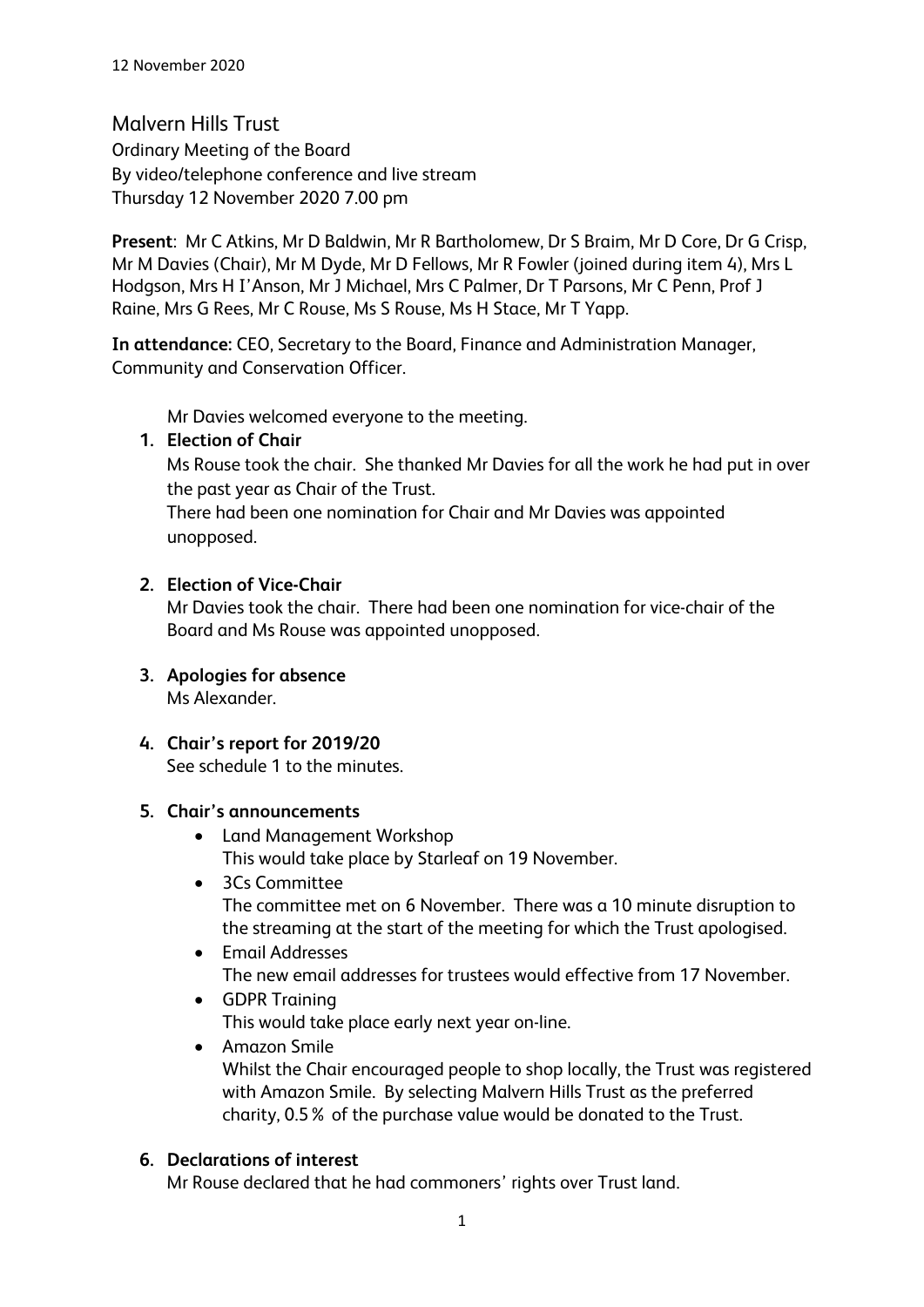12 November 2020

# Malvern Hills Trust

Ordinary Meeting of the Board
By video/telephone conference and live stream
Thursday 12 November 2020 7.00 pm

**Present**: Mr C Atkins, Mr D Baldwin, Mr R Bartholomew, Dr S Braim, Mr D Core, Dr G Crisp, Mr M Davies (Chair), Mr M Dyde, Mr D Fellows, Mr R Fowler (joined during item 4), Mrs L Hodgson, Mrs H I'Anson, Mr J Michael, Mrs C Palmer, Dr T Parsons, Mr C Penn, Prof J Raine, Mrs G Rees, Mr C Rouse, Ms S Rouse, Ms H Stace, Mr T Yapp.

**In attendance:** CEO, Secretary to the Board, Finance and Administration Manager, Community and Conservation Officer.

Mr Davies welcomed everyone to the meeting.

1. **Election of Chair**
   Ms Rouse took the chair. She thanked Mr Davies for all the work he had put in over the past year as Chair of the Trust.
   There had been one nomination for Chair and Mr Davies was appointed unopposed.

2. **Election of Vice-Chair**
   Mr Davies took the chair. There had been one nomination for vice-chair of the Board and Ms Rouse was appointed unopposed.

3. **Apologies for absence**
   Ms Alexander.

4. **Chair's report for 2019/20**
   See schedule 1 to the minutes.

5. **Chair's announcements**
   - Land Management Workshop
     This would take place by Starleaf on 19 November.
   - 3Cs Committee
     The committee met on 6 November. There was a 10 minute disruption to the streaming at the start of the meeting for which the Trust apologised.
   - Email Addresses
     The new email addresses for trustees would effective from 17 November.
   - GDPR Training
     This would take place early next year on-line.
   - Amazon Smile
     Whilst the Chair encouraged people to shop locally, the Trust was registered with Amazon Smile. By selecting Malvern Hills Trust as the preferred charity, 0.5 % of the purchase value would be donated to the Trust.

6. **Declarations of interest**
   Mr Rouse declared that he had commoners' rights over Trust land.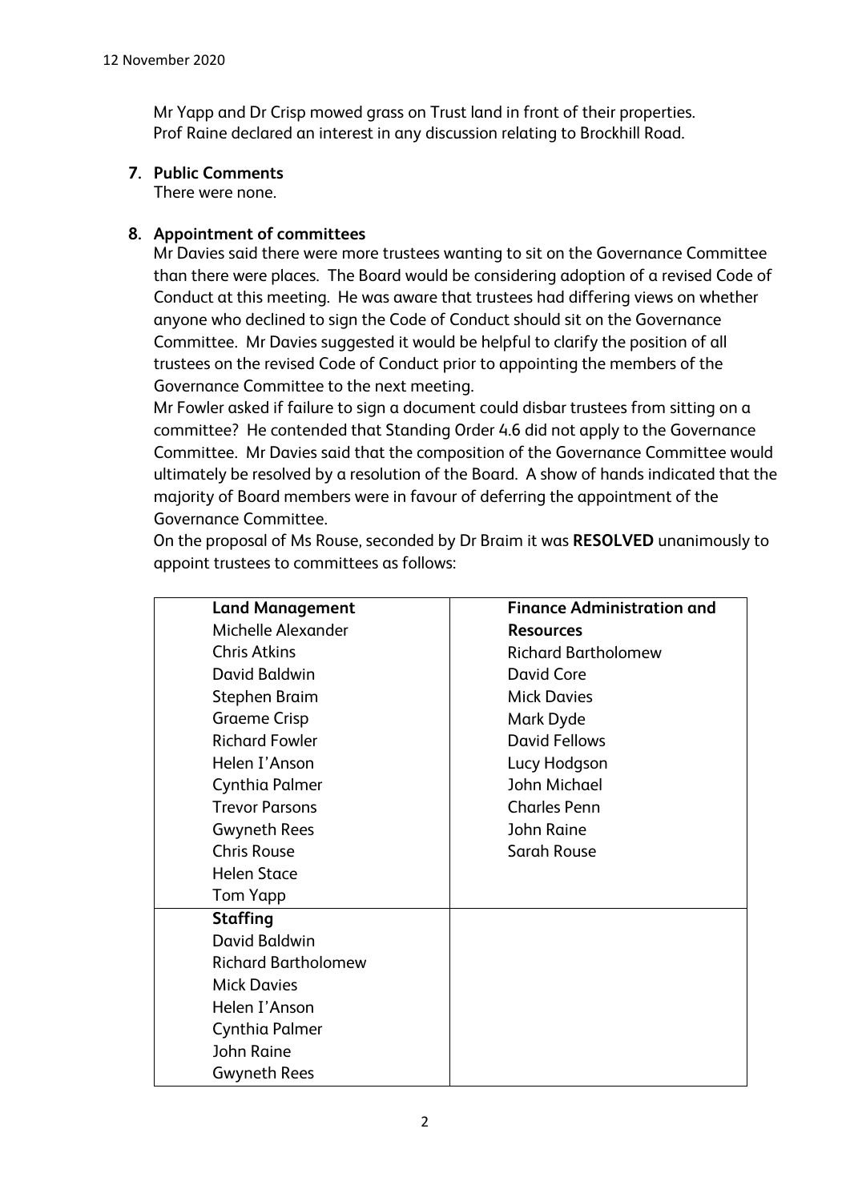Mr Yapp and Dr Crisp mowed grass on Trust land in front of their properties.
Prof Raine declared an interest in any discussion relating to Brockhill Road.

**7. Public Comments**

There were none.

**8. Appointment of committees**

Mr Davies said there were more trustees wanting to sit on the Governance Committee than there were places. The Board would be considering adoption of a revised Code of Conduct at this meeting. He was aware that trustees had differing views on whether anyone who declined to sign the Code of Conduct should sit on the Governance Committee. Mr Davies suggested it would be helpful to clarify the position of all trustees on the revised Code of Conduct prior to appointing the members of the Governance Committee to the next meeting.

Mr Fowler asked if failure to sign a document could disbar trustees from sitting on a committee? He contended that Standing Order 4.6 did not apply to the Governance Committee. Mr Davies said that the composition of the Governance Committee would ultimately be resolved by a resolution of the Board. A show of hands indicated that the majority of Board members were in favour of deferring the appointment of the Governance Committee.

On the proposal of Ms Rouse, seconded by Dr Braim it was **RESOLVED** unanimously to appoint trustees to committees as follows:

| **Land Management** | **Finance Administration and Resources** |
|---|---|
| Michelle Alexander | Richard Bartholomew |
| Chris Atkins | David Core |
| David Baldwin | Mick Davies |
| Stephen Braim | Mark Dyde |
| Graeme Crisp | David Fellows |
| Richard Fowler | Lucy Hodgson |
| Helen I'Anson | John Michael |
| Cynthia Palmer | Charles Penn |
| Trevor Parsons | John Raine |
| Gwyneth Rees | Sarah Rouse |
| Chris Rouse | |
| Helen Stace | |
| Tom Yapp | |
| **Staffing** | |
| David Baldwin | |
| Richard Bartholomew | |
| Mick Davies | |
| Helen I'Anson | |
| Cynthia Palmer | |
| John Raine | |
| Gwyneth Rees | |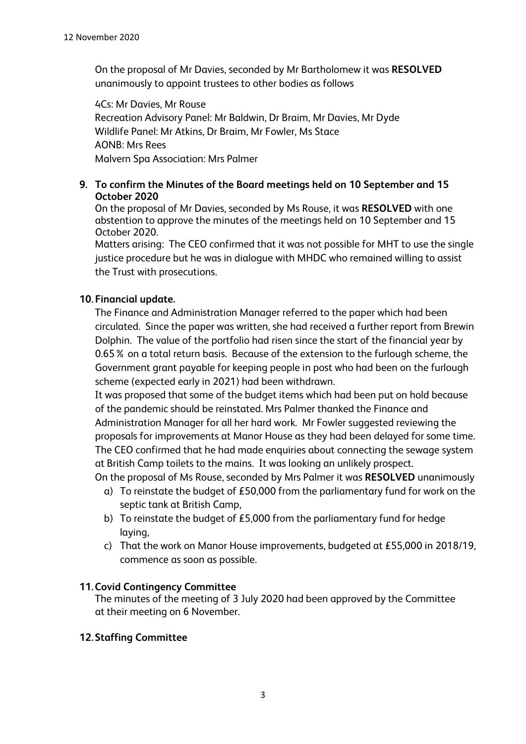On the proposal of Mr Davies, seconded by Mr Bartholomew it was **RESOLVED** unanimously to appoint trustees to other bodies as follows

4Cs: Mr Davies, Mr Rouse
Recreation Advisory Panel: Mr Baldwin, Dr Braim, Mr Davies, Mr Dyde
Wildlife Panel: Mr Atkins, Dr Braim, Mr Fowler, Ms Stace
AONB: Mrs Rees
Malvern Spa Association: Mrs Palmer

**9. To confirm the Minutes of the Board meetings held on 10 September and 15 October 2020**

On the proposal of Mr Davies, seconded by Ms Rouse, it was **RESOLVED** with one abstention to approve the minutes of the meetings held on 10 September and 15 October 2020.

Matters arising: The CEO confirmed that it was not possible for MHT to use the single justice procedure but he was in dialogue with MHDC who remained willing to assist the Trust with prosecutions.

**10. Financial update.**

The Finance and Administration Manager referred to the paper which had been circulated. Since the paper was written, she had received a further report from Brewin Dolphin. The value of the portfolio had risen since the start of the financial year by 0.65 % on a total return basis. Because of the extension to the furlough scheme, the Government grant payable for keeping people in post who had been on the furlough scheme (expected early in 2021) had been withdrawn.

It was proposed that some of the budget items which had been put on hold because of the pandemic should be reinstated. Mrs Palmer thanked the Finance and Administration Manager for all her hard work. Mr Fowler suggested reviewing the proposals for improvements at Manor House as they had been delayed for some time. The CEO confirmed that he had made enquiries about connecting the sewage system at British Camp toilets to the mains. It was looking an unlikely prospect.

On the proposal of Ms Rouse, seconded by Mrs Palmer it was **RESOLVED** unanimously

a) To reinstate the budget of £50,000 from the parliamentary fund for work on the septic tank at British Camp,
b) To reinstate the budget of £5,000 from the parliamentary fund for hedge laying,
c) That the work on Manor House improvements, budgeted at £55,000 in 2018/19, commence as soon as possible.

**11. Covid Contingency Committee**

The minutes of the meeting of 3 July 2020 had been approved by the Committee at their meeting on 6 November.

**12. Staffing Committee**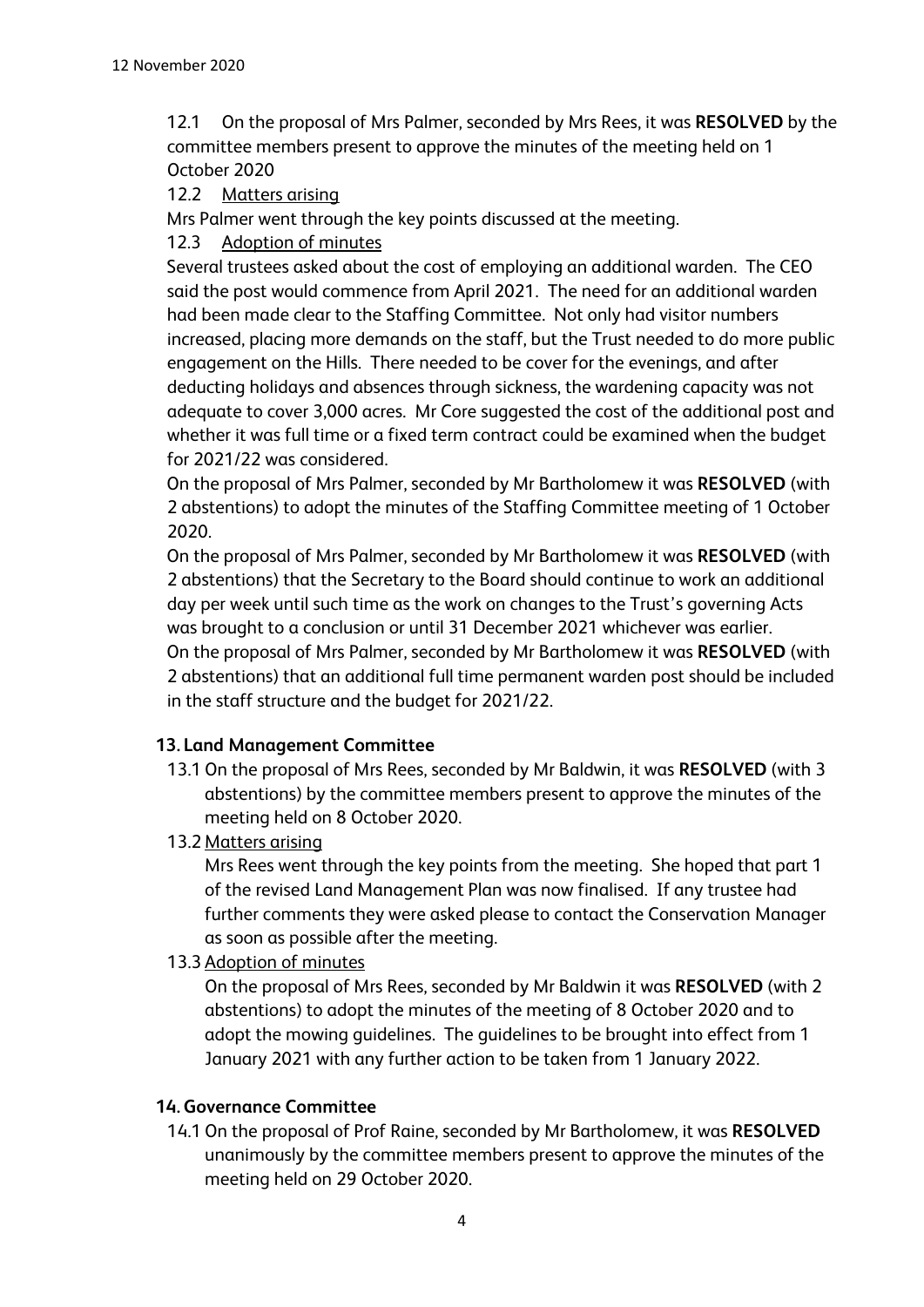12.1 On the proposal of Mrs Palmer, seconded by Mrs Rees, it was **RESOLVED** by the committee members present to approve the minutes of the meeting held on 1 October 2020

12.2 Matters arising

Mrs Palmer went through the key points discussed at the meeting.

12.3 Adoption of minutes

Several trustees asked about the cost of employing an additional warden. The CEO said the post would commence from April 2021. The need for an additional warden had been made clear to the Staffing Committee. Not only had visitor numbers increased, placing more demands on the staff, but the Trust needed to do more public engagement on the Hills. There needed to be cover for the evenings, and after deducting holidays and absences through sickness, the wardening capacity was not adequate to cover 3,000 acres. Mr Core suggested the cost of the additional post and whether it was full time or a fixed term contract could be examined when the budget for 2021/22 was considered.

On the proposal of Mrs Palmer, seconded by Mr Bartholomew it was **RESOLVED** (with 2 abstentions) to adopt the minutes of the Staffing Committee meeting of 1 October 2020.

On the proposal of Mrs Palmer, seconded by Mr Bartholomew it was **RESOLVED** (with 2 abstentions) that the Secretary to the Board should continue to work an additional day per week until such time as the work on changes to the Trust's governing Acts was brought to a conclusion or until 31 December 2021 whichever was earlier.

On the proposal of Mrs Palmer, seconded by Mr Bartholomew it was **RESOLVED** (with 2 abstentions) that an additional full time permanent warden post should be included in the staff structure and the budget for 2021/22.

## 13. Land Management Committee

13.1 On the proposal of Mrs Rees, seconded by Mr Baldwin, it was **RESOLVED** (with 3 abstentions) by the committee members present to approve the minutes of the meeting held on 8 October 2020.

13.2 Matters arising

Mrs Rees went through the key points from the meeting. She hoped that part 1 of the revised Land Management Plan was now finalised. If any trustee had further comments they were asked please to contact the Conservation Manager as soon as possible after the meeting.

13.3 Adoption of minutes

On the proposal of Mrs Rees, seconded by Mr Baldwin it was **RESOLVED** (with 2 abstentions) to adopt the minutes of the meeting of 8 October 2020 and to adopt the mowing guidelines. The guidelines to be brought into effect from 1 January 2021 with any further action to be taken from 1 January 2022.

## 14. Governance Committee

14.1 On the proposal of Prof Raine, seconded by Mr Bartholomew, it was **RESOLVED** unanimously by the committee members present to approve the minutes of the meeting held on 29 October 2020.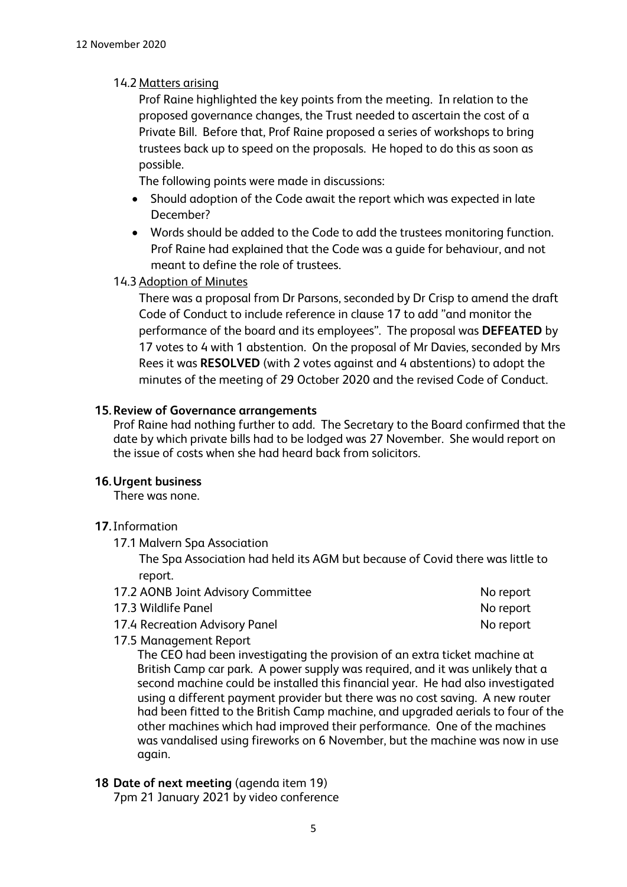14.2 Matters arising

Prof Raine highlighted the key points from the meeting. In relation to the proposed governance changes, the Trust needed to ascertain the cost of a Private Bill. Before that, Prof Raine proposed a series of workshops to bring trustees back up to speed on the proposals. He hoped to do this as soon as possible.

The following points were made in discussions:

- Should adoption of the Code await the report which was expected in late December?
- Words should be added to the Code to add the trustees monitoring function. Prof Raine had explained that the Code was a guide for behaviour, and not meant to define the role of trustees.

14.3 Adoption of Minutes

There was a proposal from Dr Parsons, seconded by Dr Crisp to amend the draft Code of Conduct to include reference in clause 17 to add "and monitor the performance of the board and its employees". The proposal was **DEFEATED** by 17 votes to 4 with 1 abstention. On the proposal of Mr Davies, seconded by Mrs Rees it was **RESOLVED** (with 2 votes against and 4 abstentions) to adopt the minutes of the meeting of 29 October 2020 and the revised Code of Conduct.

**15. Review of Governance arrangements**

Prof Raine had nothing further to add. The Secretary to the Board confirmed that the date by which private bills had to be lodged was 27 November. She would report on the issue of costs when she had heard back from solicitors.

**16. Urgent business**

There was none.

**17.** Information

17.1 Malvern Spa Association

The Spa Association had held its AGM but because of Covid there was little to report.

17.2 AONB Joint Advisory Committee — No report

17.3 Wildlife Panel — No report

17.4 Recreation Advisory Panel — No report

17.5 Management Report

The CEO had been investigating the provision of an extra ticket machine at British Camp car park. A power supply was required, and it was unlikely that a second machine could be installed this financial year. He had also investigated using a different payment provider but there was no cost saving. A new router had been fitted to the British Camp machine, and upgraded aerials to four of the other machines which had improved their performance. One of the machines was vandalised using fireworks on 6 November, but the machine was now in use again.

**18 Date of next meeting** (agenda item 19)

7pm 21 January 2021 by video conference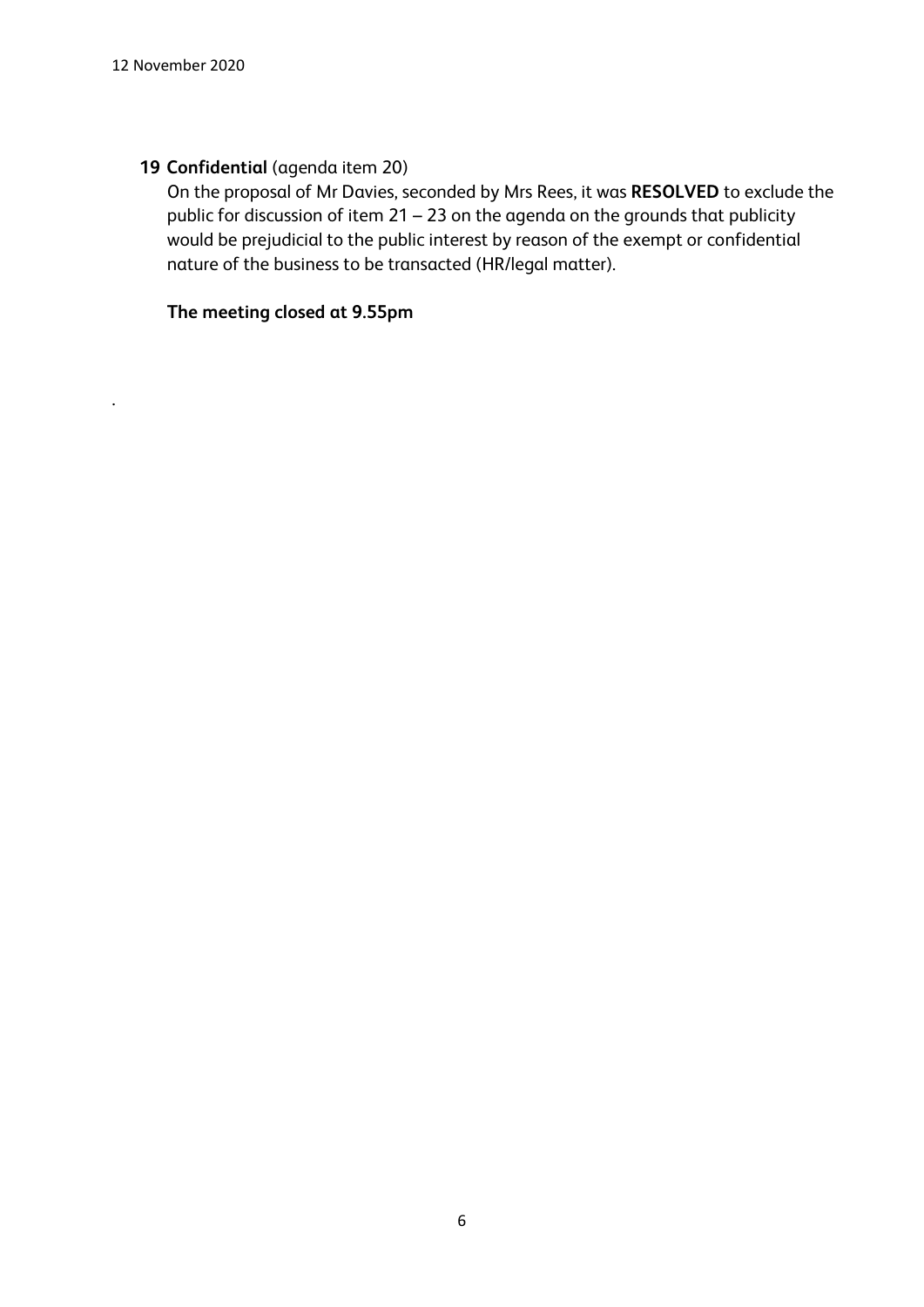**19 Confidential** (agenda item 20)

On the proposal of Mr Davies, seconded by Mrs Rees, it was **RESOLVED** to exclude the public for discussion of item 21 – 23 on the agenda on the grounds that publicity would be prejudicial to the public interest by reason of the exempt or confidential nature of the business to be transacted (HR/legal matter).

**The meeting closed at 9.55pm**

.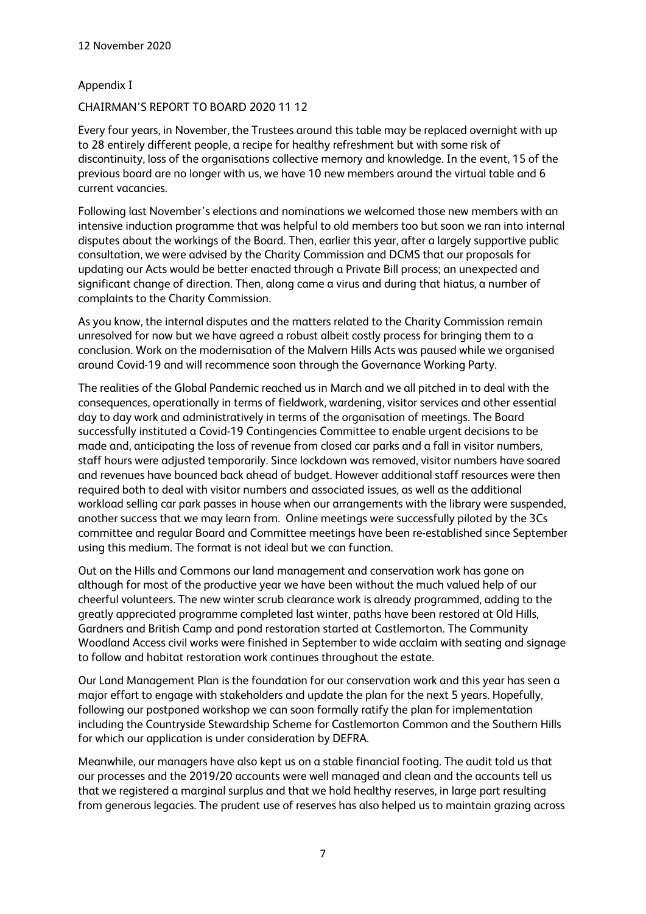12 November 2020

Appendix I

CHAIRMAN'S REPORT TO BOARD 2020 11 12

Every four years, in November, the Trustees around this table may be replaced overnight with up to 28 entirely different people, a recipe for healthy refreshment but with some risk of discontinuity, loss of the organisations collective memory and knowledge. In the event, 15 of the previous board are no longer with us, we have 10 new members around the virtual table and 6 current vacancies.

Following last November's elections and nominations we welcomed those new members with an intensive induction programme that was helpful to old members too but soon we ran into internal disputes about the workings of the Board. Then, earlier this year, after a largely supportive public consultation, we were advised by the Charity Commission and DCMS that our proposals for updating our Acts would be better enacted through a Private Bill process; an unexpected and significant change of direction. Then, along came a virus and during that hiatus, a number of complaints to the Charity Commission.

As you know, the internal disputes and the matters related to the Charity Commission remain unresolved for now but we have agreed a robust albeit costly process for bringing them to a conclusion. Work on the modernisation of the Malvern Hills Acts was paused while we organised around Covid-19 and will recommence soon through the Governance Working Party.

The realities of the Global Pandemic reached us in March and we all pitched in to deal with the consequences, operationally in terms of fieldwork, wardening, visitor services and other essential day to day work and administratively in terms of the organisation of meetings. The Board successfully instituted a Covid-19 Contingencies Committee to enable urgent decisions to be made and, anticipating the loss of revenue from closed car parks and a fall in visitor numbers, staff hours were adjusted temporarily. Since lockdown was removed, visitor numbers have soared and revenues have bounced back ahead of budget. However additional staff resources were then required both to deal with visitor numbers and associated issues, as well as the additional workload selling car park passes in house when our arrangements with the library were suspended, another success that we may learn from. Online meetings were successfully piloted by the 3Cs committee and regular Board and Committee meetings have been re-established since September using this medium. The format is not ideal but we can function.

Out on the Hills and Commons our land management and conservation work has gone on although for most of the productive year we have been without the much valued help of our cheerful volunteers. The new winter scrub clearance work is already programmed, adding to the greatly appreciated programme completed last winter, paths have been restored at Old Hills, Gardners and British Camp and pond restoration started at Castlemorton. The Community Woodland Access civil works were finished in September to wide acclaim with seating and signage to follow and habitat restoration work continues throughout the estate.

Our Land Management Plan is the foundation for our conservation work and this year has seen a major effort to engage with stakeholders and update the plan for the next 5 years. Hopefully, following our postponed workshop we can soon formally ratify the plan for implementation including the Countryside Stewardship Scheme for Castlemorton Common and the Southern Hills for which our application is under consideration by DEFRA.

Meanwhile, our managers have also kept us on a stable financial footing. The audit told us that our processes and the 2019/20 accounts were well managed and clean and the accounts tell us that we registered a marginal surplus and that we hold healthy reserves, in large part resulting from generous legacies. The prudent use of reserves has also helped us to maintain grazing across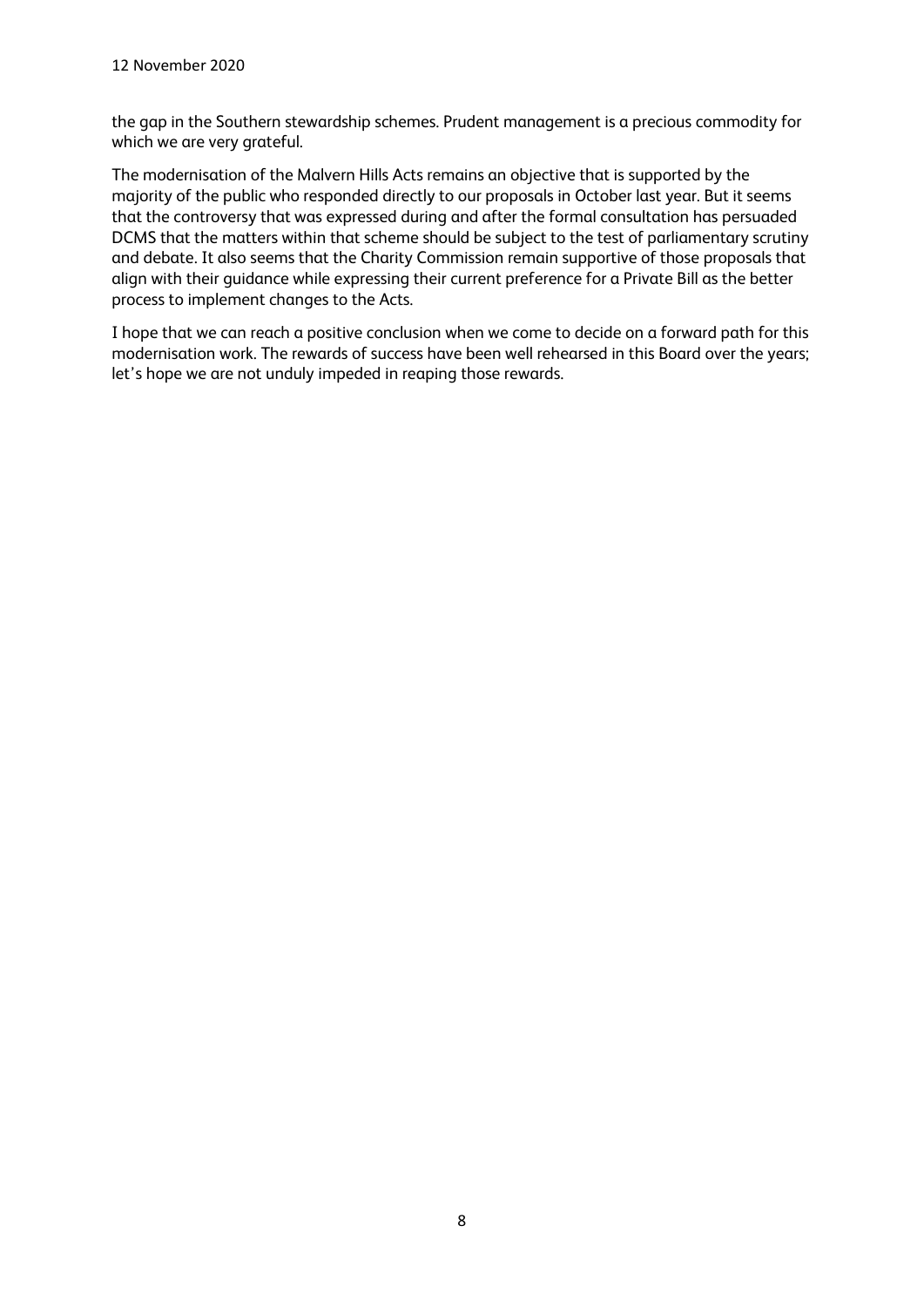the gap in the Southern stewardship schemes. Prudent management is a precious commodity for which we are very grateful.

The modernisation of the Malvern Hills Acts remains an objective that is supported by the majority of the public who responded directly to our proposals in October last year. But it seems that the controversy that was expressed during and after the formal consultation has persuaded DCMS that the matters within that scheme should be subject to the test of parliamentary scrutiny and debate. It also seems that the Charity Commission remain supportive of those proposals that align with their guidance while expressing their current preference for a Private Bill as the better process to implement changes to the Acts.

I hope that we can reach a positive conclusion when we come to decide on a forward path for this modernisation work. The rewards of success have been well rehearsed in this Board over the years; let's hope we are not unduly impeded in reaping those rewards.